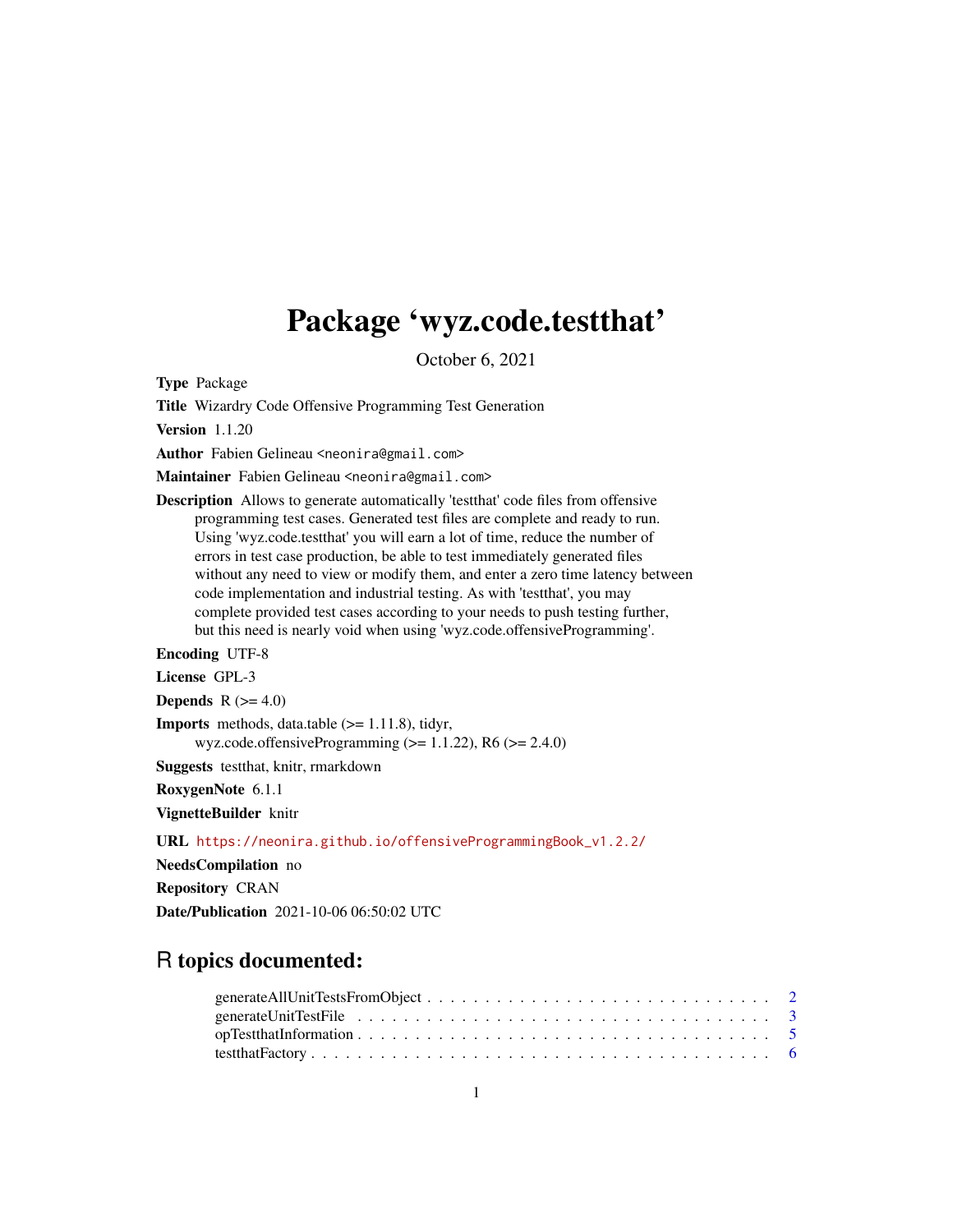# Package 'wyz.code.testthat'

October 6, 2021

**Type** Package

**Title** Wizardry Code Offensive Programming Test Generation

**Version** 1.1.20

**Author** Fabien Gelineau <neonira@gmail.com>

**Maintainer** Fabien Gelineau <neonira@gmail.com>

**Description** Allows to generate automatically 'testthat' code files from offensive programming test cases. Generated test files are complete and ready to run. Using 'wyz.code.testthat' you will earn a lot of time, reduce the number of errors in test case production, be able to test immediately generated files without any need to view or modify them, and enter a zero time latency between code implementation and industrial testing. As with 'testthat', you may complete provided test cases according to your needs to push testing further, but this need is nearly void when using 'wyz.code.offensiveProgramming'.

**Encoding** UTF-8

**License** GPL-3

**Depends** R (>= 4.0)

**Imports** methods, data.table (>= 1.11.8), tidyr, wyz.code.offensiveProgramming (>= 1.1.22), R6 (>= 2.4.0)

**Suggests** testthat, knitr, rmarkdown

**RoxygenNote** 6.1.1

**VignetteBuilder** knitr

**URL** https://neonira.github.io/offensiveProgrammingBook_v1.2.2/

**NeedsCompilation** no

**Repository** CRAN

**Date/Publication** 2021-10-06 06:50:02 UTC

## R topics documented:

generateAllUnitTestsFromObject . . . . . . . . . . . . . . . . . . . . . . . . . . . . . 2
generateUnitTestFile . . . . . . . . . . . . . . . . . . . . . . . . . . . . . . . . . . . 3
opTestthatInformation . . . . . . . . . . . . . . . . . . . . . . . . . . . . . . . . . . 5
testthatFactory . . . . . . . . . . . . . . . . . . . . . . . . . . . . . . . . . . . . . . 6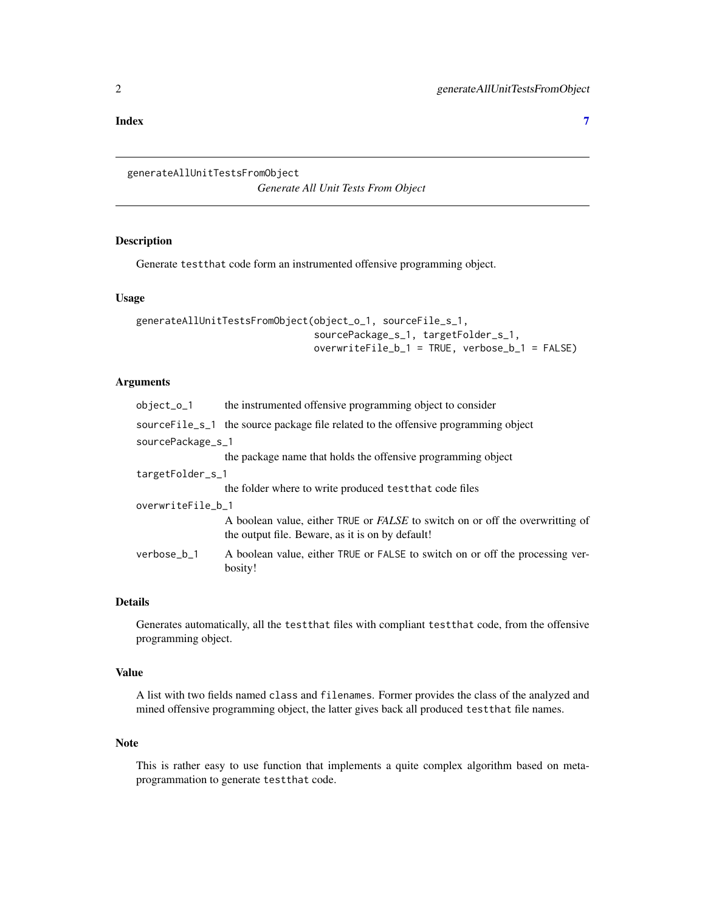**Index** **7**

---

generateAllUnitTestsFromObject
*Generate All Unit Tests From Object*

---

### Description

Generate testthat code form an instrumented offensive programming object.

### Usage

```
generateAllUnitTestsFromObject(object_o_1, sourceFile_s_1,
                               sourcePackage_s_1, targetFolder_s_1,
                               overwriteFile_b_1 = TRUE, verbose_b_1 = FALSE)
```

### Arguments

| | |
|---|---|
| object_o_1 | the instrumented offensive programming object to consider |
| sourceFile_s_1 | the source package file related to the offensive programming object |
| sourcePackage_s_1 | the package name that holds the offensive programming object |
| targetFolder_s_1 | the folder where to write produced testthat code files |
| overwriteFile_b_1 | A boolean value, either TRUE or *FALSE* to switch on or off the overwritting of the output file. Beware, as it is on by default! |
| verbose_b_1 | A boolean value, either TRUE or FALSE to switch on or off the processing verbosity! |

### Details

Generates automatically, all the testthat files with compliant testthat code, from the offensive programming object.

### Value

A list with two fields named class and filenames. Former provides the class of the analyzed and mined offensive programming object, the latter gives back all produced testthat file names.

### Note

This is rather easy to use function that implements a quite complex algorithm based on meta-programmation to generate testthat code.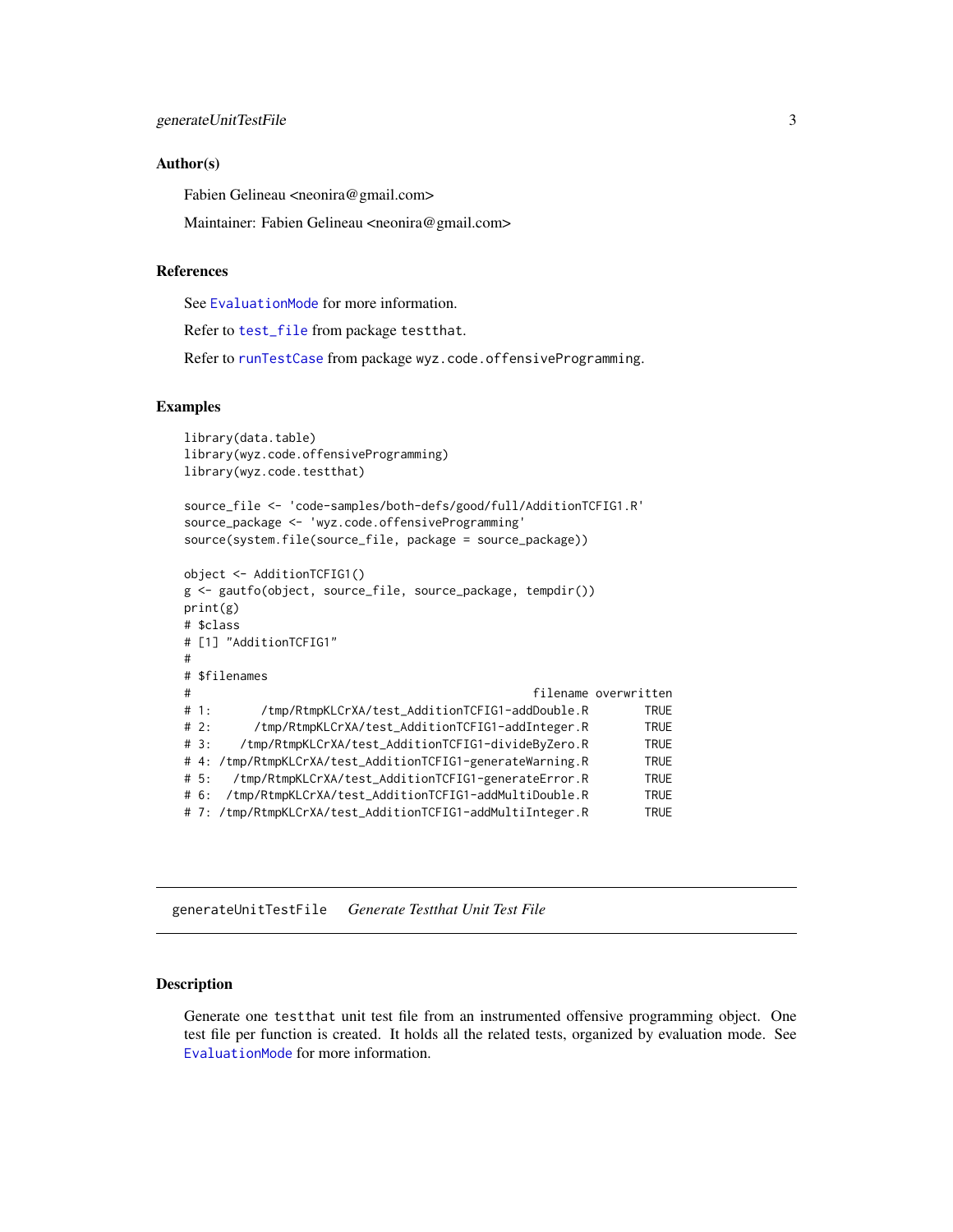### Author(s)

Fabien Gelineau <neonira@gmail.com>

Maintainer: Fabien Gelineau <neonira@gmail.com>

### References

See EvaluationMode for more information.

Refer to test_file from package testthat.

Refer to runTestCase from package wyz.code.offensiveProgramming.

### Examples

```
library(data.table)
library(wyz.code.offensiveProgramming)
library(wyz.code.testthat)

source_file <- 'code-samples/both-defs/good/full/AdditionTCFIG1.R'
source_package <- 'wyz.code.offensiveProgramming'
source(system.file(source_file, package = source_package))

object <- AdditionTCFIG1()
g <- gautfo(object, source_file, source_package, tempdir())
print(g)
# $class
# [1] "AdditionTCFIG1"
#
# $filenames
#                                                   filename overwritten
# 1:       /tmp/RtmpKLCrXA/test_AdditionTCFIG1-addDouble.R        TRUE
# 2:      /tmp/RtmpKLCrXA/test_AdditionTCFIG1-addInteger.R        TRUE
# 3:    /tmp/RtmpKLCrXA/test_AdditionTCFIG1-divideByZero.R        TRUE
# 4: /tmp/RtmpKLCrXA/test_AdditionTCFIG1-generateWarning.R        TRUE
# 5:   /tmp/RtmpKLCrXA/test_AdditionTCFIG1-generateError.R        TRUE
# 6:  /tmp/RtmpKLCrXA/test_AdditionTCFIG1-addMultiDouble.R        TRUE
# 7: /tmp/RtmpKLCrXA/test_AdditionTCFIG1-addMultiInteger.R        TRUE
```

---

## generateUnitTestFile *Generate Testthat Unit Test File*

### Description

Generate one testthat unit test file from an instrumented offensive programming object. One test file per function is created. It holds all the related tests, organized by evaluation mode. See EvaluationMode for more information.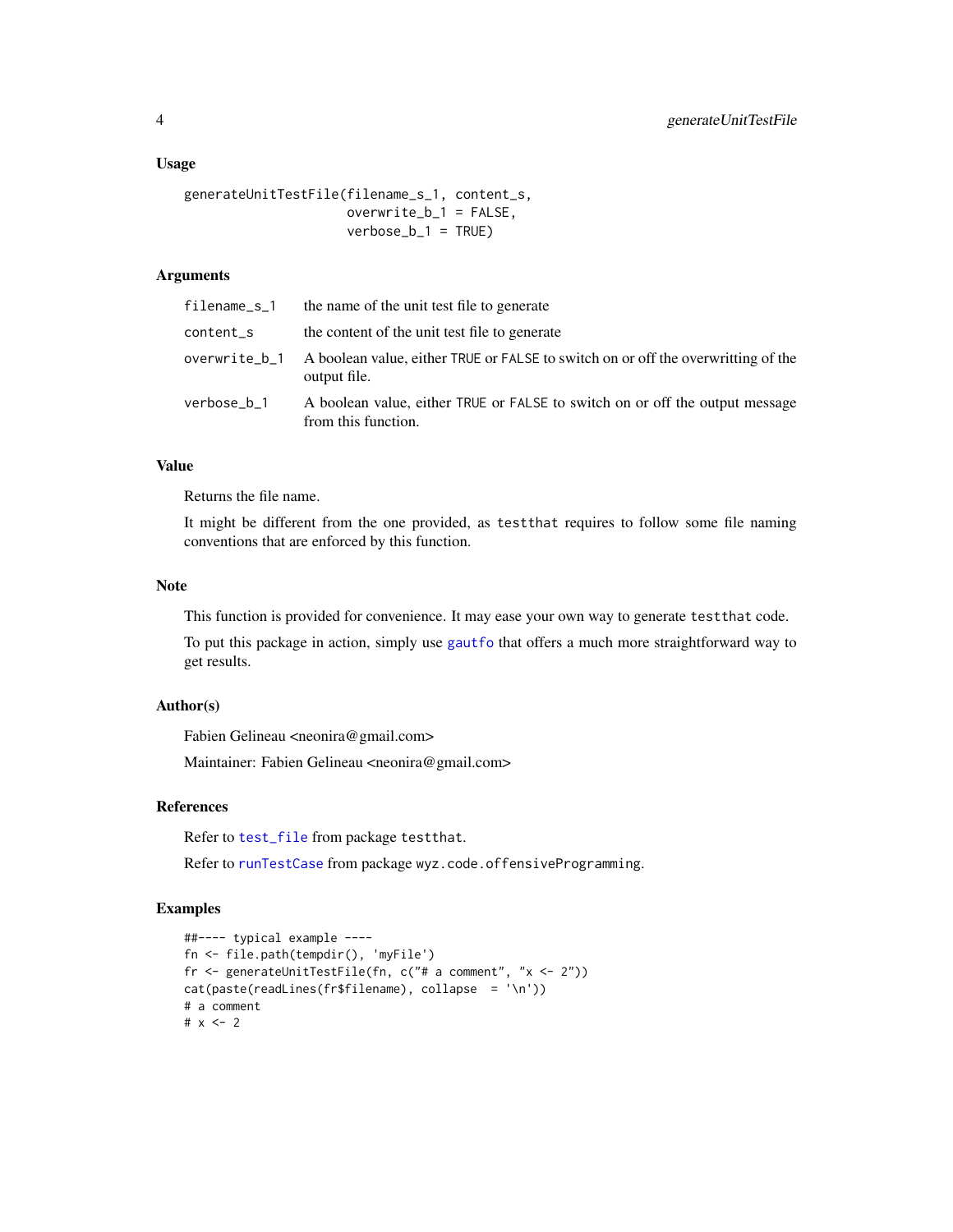### Usage

```
generateUnitTestFile(filename_s_1, content_s,
                     overwrite_b_1 = FALSE,
                     verbose_b_1 = TRUE)
```

### Arguments

| | |
|---|---|
| `filename_s_1` | the name of the unit test file to generate |
| `content_s` | the content of the unit test file to generate |
| `overwrite_b_1` | A boolean value, either `TRUE` or `FALSE` to switch on or off the overwritting of the output file. |
| `verbose_b_1` | A boolean value, either `TRUE` or `FALSE` to switch on or off the output message from this function. |

### Value

Returns the file name.

It might be different from the one provided, as `testthat` requires to follow some file naming conventions that are enforced by this function.

### Note

This function is provided for convenience. It may ease your own way to generate `testthat` code.

To put this package in action, simply use `gautfo` that offers a much more straightforward way to get results.

### Author(s)

Fabien Gelineau <neonira@gmail.com>

Maintainer: Fabien Gelineau <neonira@gmail.com>

### References

Refer to `test_file` from package `testthat`.

Refer to `runTestCase` from package `wyz.code.offensiveProgramming`.

### Examples

```
##---- typical example ----
fn <- file.path(tempdir(), 'myFile')
fr <- generateUnitTestFile(fn, c("# a comment", "x <- 2"))
cat(paste(readLines(fr$filename), collapse  = '\n'))
# a comment
# x <- 2
```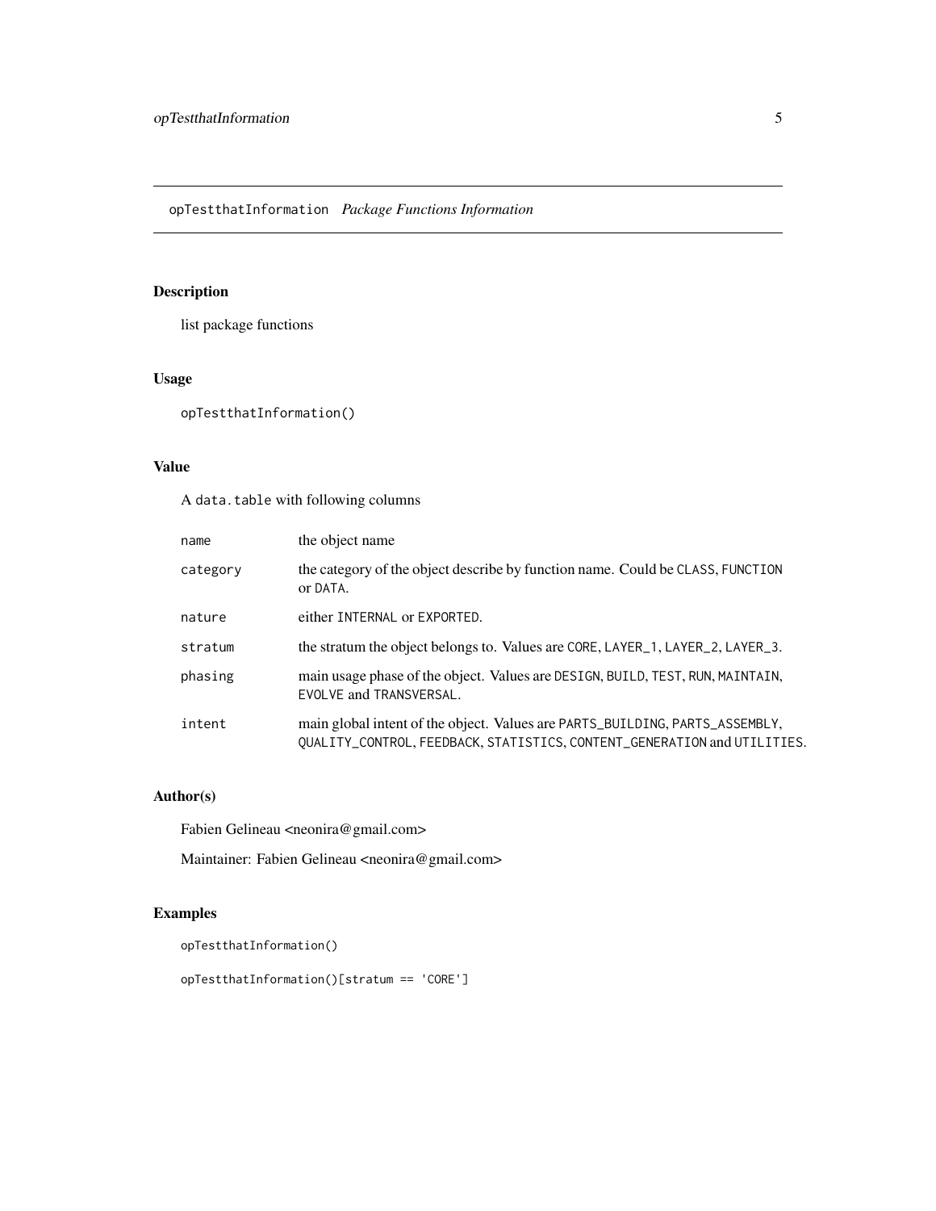# opTestthatInformation *Package Functions Information*

## Description

list package functions

## Usage

```
opTestthatInformation()
```

## Value

A `data.table` with following columns

| | |
|---|---|
| `name` | the object name |
| `category` | the category of the object describe by function name. Could be `CLASS`, `FUNCTION` or `DATA`. |
| `nature` | either `INTERNAL` or `EXPORTED`. |
| `stratum` | the stratum the object belongs to. Values are `CORE`, `LAYER_1`, `LAYER_2`, `LAYER_3`. |
| `phasing` | main usage phase of the object. Values are `DESIGN`, `BUILD`, `TEST`, `RUN`, `MAINTAIN`, `EVOLVE` and `TRANSVERSAL`. |
| `intent` | main global intent of the object. Values are `PARTS_BUILDING`, `PARTS_ASSEMBLY`, `QUALITY_CONTROL`, `FEEDBACK`, `STATISTICS`, `CONTENT_GENERATION` and `UTILITIES`. |

## Author(s)

Fabien Gelineau <neonira@gmail.com>

Maintainer: Fabien Gelineau <neonira@gmail.com>

## Examples

```
opTestthatInformation()

opTestthatInformation()[stratum == 'CORE']
```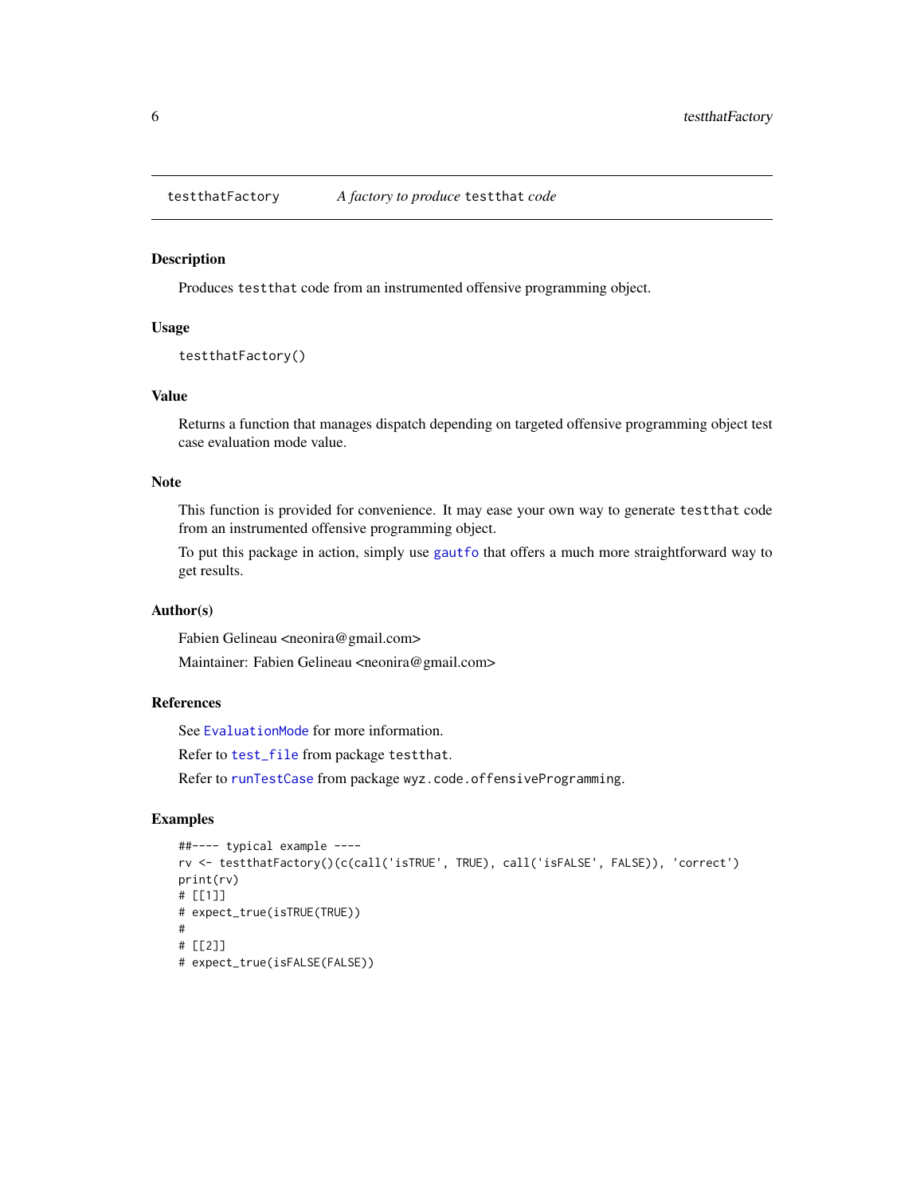`testthatFactory` *A factory to produce* `testthat` *code*

### Description

Produces `testthat` code from an instrumented offensive programming object.

### Usage

```
testthatFactory()
```

### Value

Returns a function that manages dispatch depending on targeted offensive programming object test case evaluation mode value.

### Note

This function is provided for convenience. It may ease your own way to generate `testthat` code from an instrumented offensive programming object.

To put this package in action, simply use `gautfo` that offers a much more straightforward way to get results.

### Author(s)

Fabien Gelineau <neonira@gmail.com>

Maintainer: Fabien Gelineau <neonira@gmail.com>

### References

See `EvaluationMode` for more information.

Refer to `test_file` from package `testthat`.

Refer to `runTestCase` from package `wyz.code.offensiveProgramming`.

### Examples

```
##---- typical example ----
rv <- testthatFactory()(c(call('isTRUE', TRUE), call('isFALSE', FALSE)), 'correct')
print(rv)
# [[1]]
# expect_true(isTRUE(TRUE))
#
# [[2]]
# expect_true(isFALSE(FALSE))
```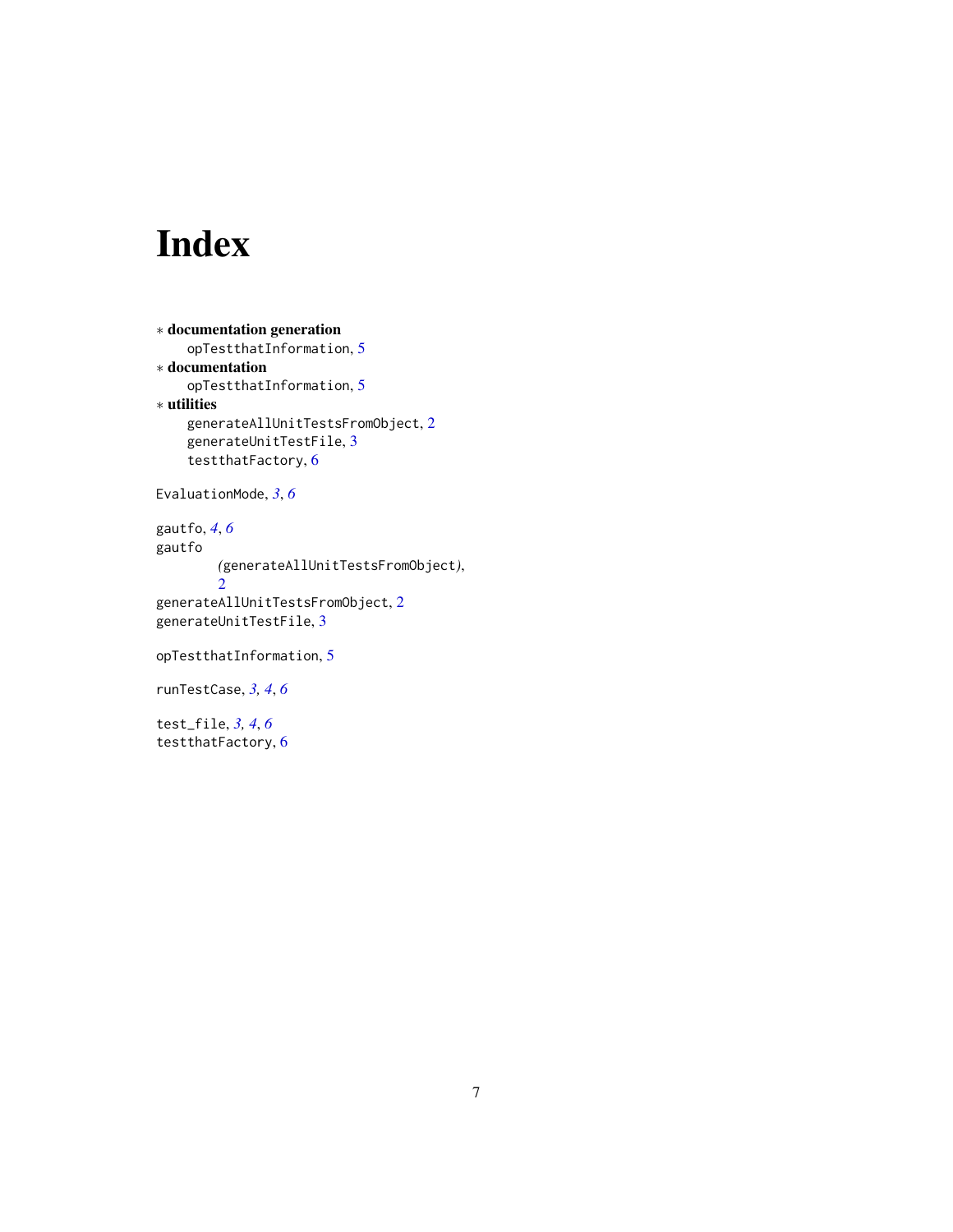# Index

* **documentation generation**
    opTestthatInformation, 5
* **documentation**
    opTestthatInformation, 5
* **utilities**
    generateAllUnitTestsFromObject, 2
    generateUnitTestFile, 3
    testthatFactory, 6

EvaluationMode, *3*, *6*

gautfo, *4*, *6*
gautfo
    *(*generateAllUnitTestsFromObject*)*,
    2
generateAllUnitTestsFromObject, 2
generateUnitTestFile, 3

opTestthatInformation, 5

runTestCase, *3*, *4*, *6*

test_file, *3*, *4*, *6*
testthatFactory, 6